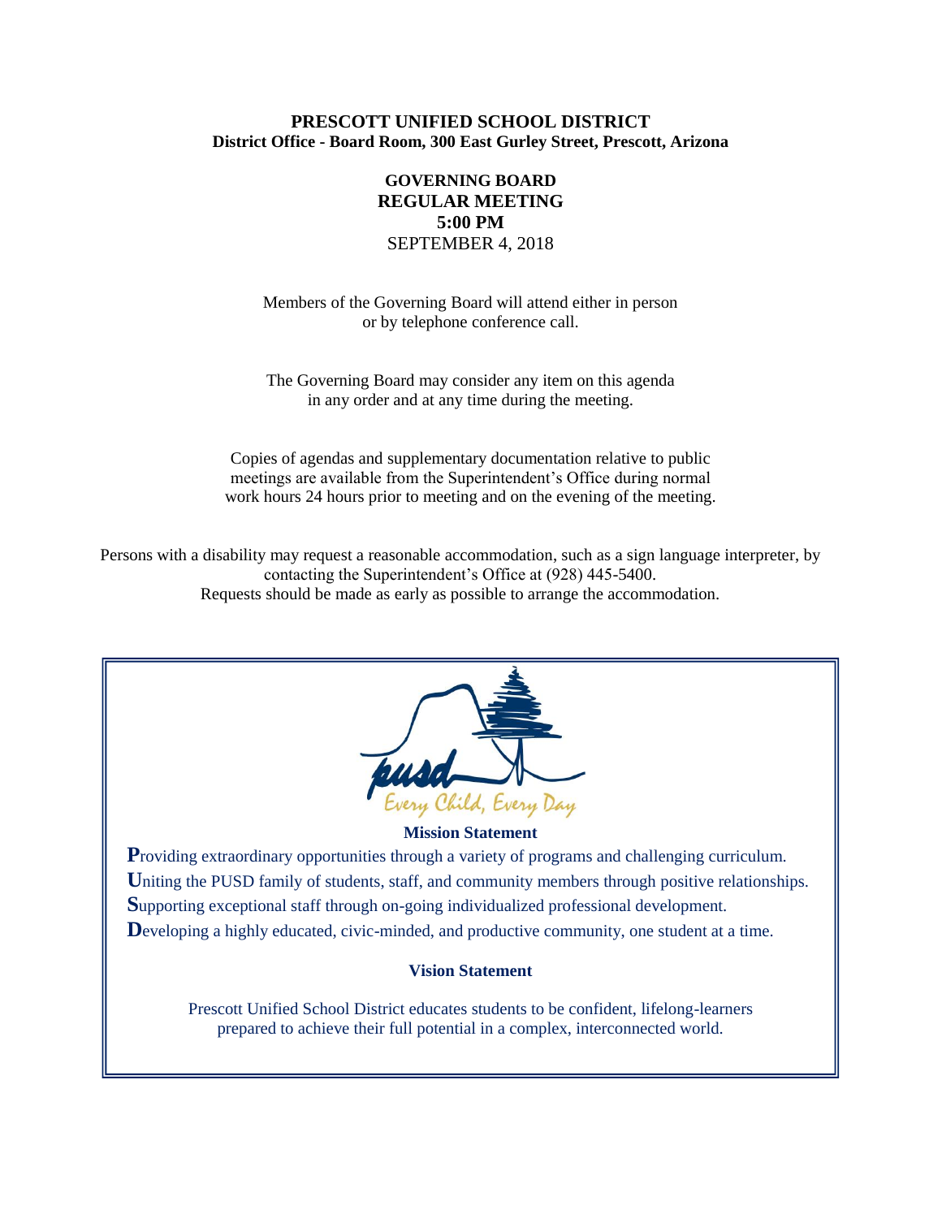# PRESCOTT UNIFIED SCHOOL DISTRICT

**District Office - Board Room, 300 East Gurley Street, Prescott, Arizona**

## GOVERNING BOARD
## REGULAR MEETING
## 5:00 PM

SEPTEMBER 4, 2018

Members of the Governing Board will attend either in person or by telephone conference call.

The Governing Board may consider any item on this agenda in any order and at any time during the meeting.

Copies of agendas and supplementary documentation relative to public meetings are available from the Superintendent's Office during normal work hours 24 hours prior to meeting and on the evening of the meeting.

Persons with a disability may request a reasonable accommodation, such as a sign language interpreter, by contacting the Superintendent's Office at (928) 445-5400. Requests should be made as early as possible to arrange the accommodation.

pusd

*Every Child, Every Day*

**Mission Statement**

**P**roviding extraordinary opportunities through a variety of programs and challenging curriculum.
**U**niting the PUSD family of students, staff, and community members through positive relationships.
**S**upporting exceptional staff through on-going individualized professional development.
**D**eveloping a highly educated, civic-minded, and productive community, one student at a time.

**Vision Statement**

Prescott Unified School District educates students to be confident, lifelong-learners prepared to achieve their full potential in a complex, interconnected world.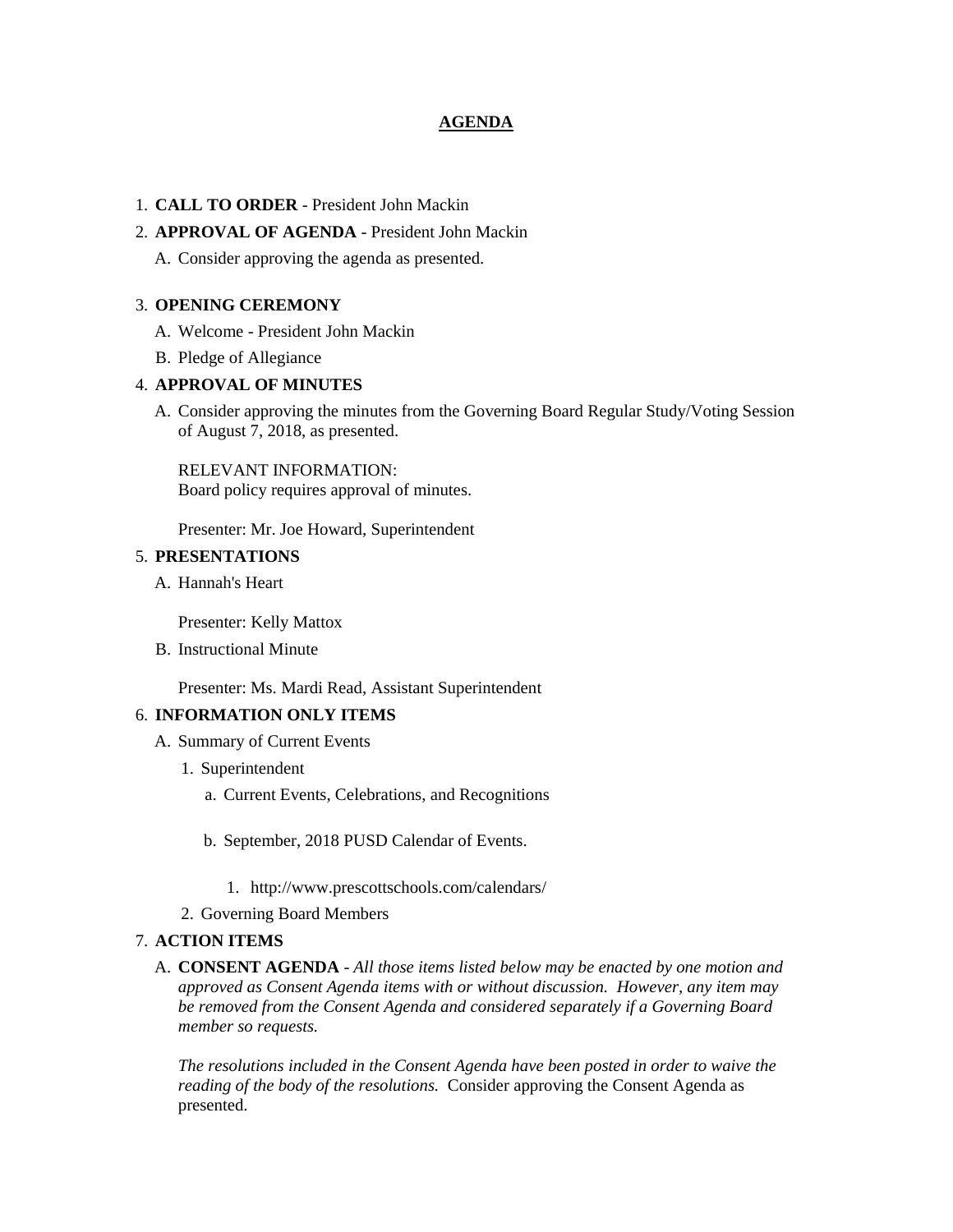## AGENDA

1. **CALL TO ORDER** - President John Mackin
2. **APPROVAL OF AGENDA** - President John Mackin
   A. Consider approving the agenda as presented.

3. **OPENING CEREMONY**
   A. Welcome - President John Mackin
   B. Pledge of Allegiance
4. **APPROVAL OF MINUTES**
   A. Consider approving the minutes from the Governing Board Regular Study/Voting Session of August 7, 2018, as presented.

   RELEVANT INFORMATION:
   Board policy requires approval of minutes.

   Presenter: Mr. Joe Howard, Superintendent
5. **PRESENTATIONS**
   A. Hannah's Heart

   Presenter: Kelly Mattox

   B. Instructional Minute

   Presenter: Ms. Mardi Read, Assistant Superintendent
6. **INFORMATION ONLY ITEMS**
   A. Summary of Current Events
      1. Superintendent
         a. Current Events, Celebrations, and Recognitions

         b. September, 2018 PUSD Calendar of Events.

            1. http://www.prescottschools.com/calendars/
      2. Governing Board Members
7. **ACTION ITEMS**
   A. **CONSENT AGENDA** - *All those items listed below may be enacted by one motion and approved as Consent Agenda items with or without discussion. However, any item may be removed from the Consent Agenda and considered separately if a Governing Board member so requests.*

   *The resolutions included in the Consent Agenda have been posted in order to waive the reading of the body of the resolutions.* Consider approving the Consent Agenda as presented.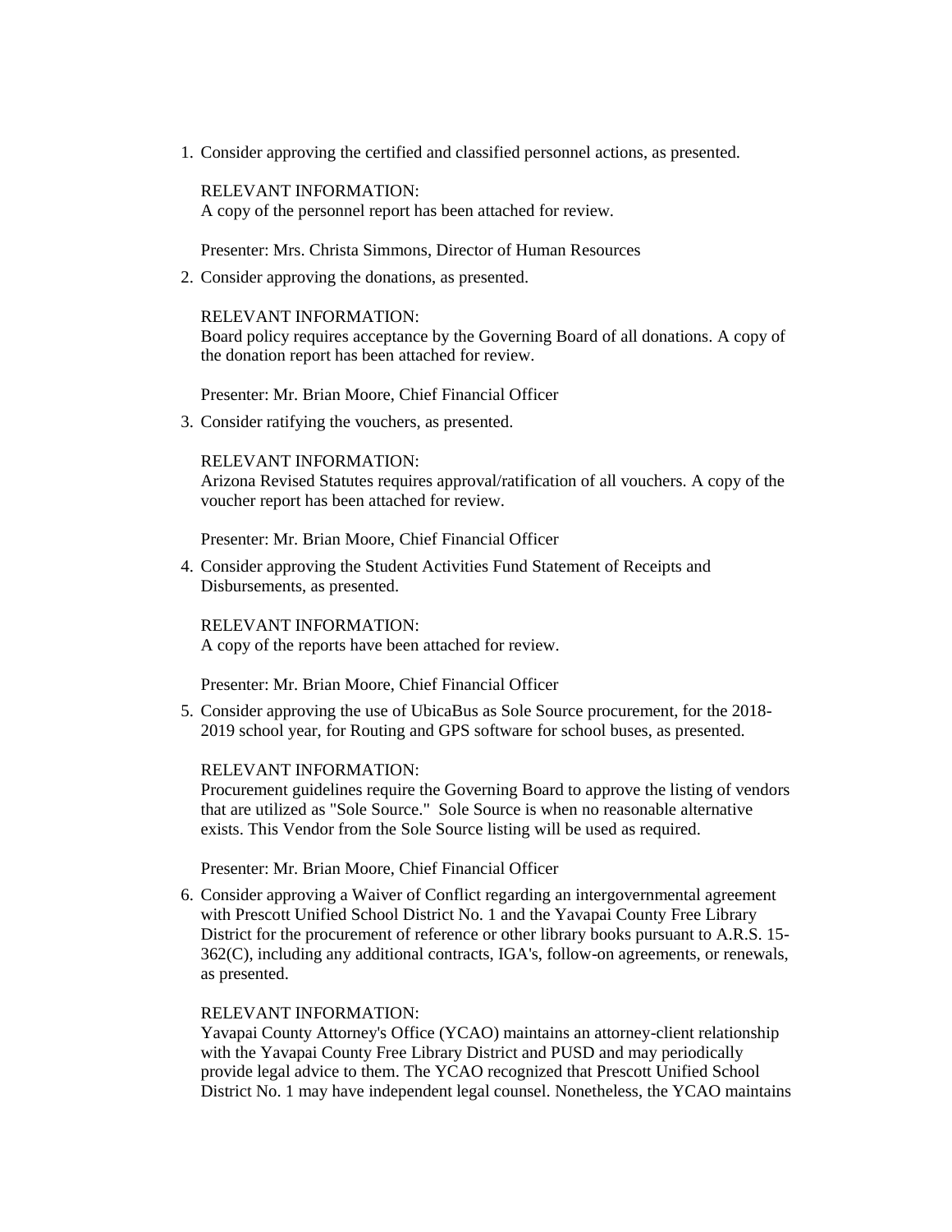1. Consider approving the certified and classified personnel actions, as presented.

   RELEVANT INFORMATION:
   A copy of the personnel report has been attached for review.

   Presenter: Mrs. Christa Simmons, Director of Human Resources

2. Consider approving the donations, as presented.

   RELEVANT INFORMATION:
   Board policy requires acceptance by the Governing Board of all donations. A copy of the donation report has been attached for review.

   Presenter: Mr. Brian Moore, Chief Financial Officer

3. Consider ratifying the vouchers, as presented.

   RELEVANT INFORMATION:
   Arizona Revised Statutes requires approval/ratification of all vouchers. A copy of the voucher report has been attached for review.

   Presenter: Mr. Brian Moore, Chief Financial Officer

4. Consider approving the Student Activities Fund Statement of Receipts and Disbursements, as presented.

   RELEVANT INFORMATION:
   A copy of the reports have been attached for review.

   Presenter: Mr. Brian Moore, Chief Financial Officer

5. Consider approving the use of UbicaBus as Sole Source procurement, for the 2018-2019 school year, for Routing and GPS software for school buses, as presented.

   RELEVANT INFORMATION:
   Procurement guidelines require the Governing Board to approve the listing of vendors that are utilized as "Sole Source." Sole Source is when no reasonable alternative exists. This Vendor from the Sole Source listing will be used as required.

   Presenter: Mr. Brian Moore, Chief Financial Officer

6. Consider approving a Waiver of Conflict regarding an intergovernmental agreement with Prescott Unified School District No. 1 and the Yavapai County Free Library District for the procurement of reference or other library books pursuant to A.R.S. 15-362(C), including any additional contracts, IGA's, follow-on agreements, or renewals, as presented.

   RELEVANT INFORMATION:
   Yavapai County Attorney's Office (YCAO) maintains an attorney-client relationship with the Yavapai County Free Library District and PUSD and may periodically provide legal advice to them. The YCAO recognized that Prescott Unified School District No. 1 may have independent legal counsel. Nonetheless, the YCAO maintains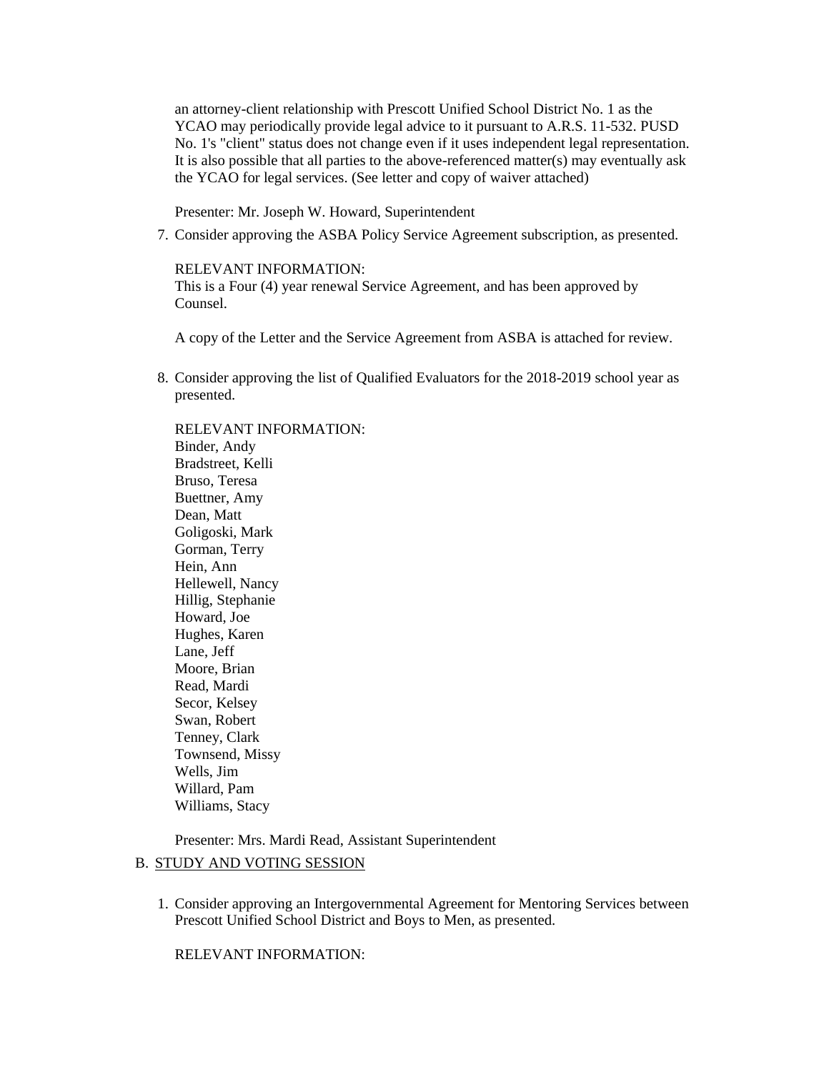an attorney-client relationship with Prescott Unified School District No. 1 as the YCAO may periodically provide legal advice to it pursuant to A.R.S. 11-532. PUSD No. 1's "client" status does not change even if it uses independent legal representation. It is also possible that all parties to the above-referenced matter(s) may eventually ask the YCAO for legal services. (See letter and copy of waiver attached)

Presenter: Mr. Joseph W. Howard, Superintendent

7. Consider approving the ASBA Policy Service Agreement subscription, as presented.

   RELEVANT INFORMATION:
   This is a Four (4) year renewal Service Agreement, and has been approved by Counsel.

   A copy of the Letter and the Service Agreement from ASBA is attached for review.

8. Consider approving the list of Qualified Evaluators for the 2018-2019 school year as presented.

   RELEVANT INFORMATION:
   Binder, Andy
   Bradstreet, Kelli
   Bruso, Teresa
   Buettner, Amy
   Dean, Matt
   Goligoski, Mark
   Gorman, Terry
   Hein, Ann
   Hellewell, Nancy
   Hillig, Stephanie
   Howard, Joe
   Hughes, Karen
   Lane, Jeff
   Moore, Brian
   Read, Mardi
   Secor, Kelsey
   Swan, Robert
   Tenney, Clark
   Townsend, Missy
   Wells, Jim
   Willard, Pam
   Williams, Stacy

   Presenter: Mrs. Mardi Read, Assistant Superintendent

B. STUDY AND VOTING SESSION

1. Consider approving an Intergovernmental Agreement for Mentoring Services between Prescott Unified School District and Boys to Men, as presented.

   RELEVANT INFORMATION: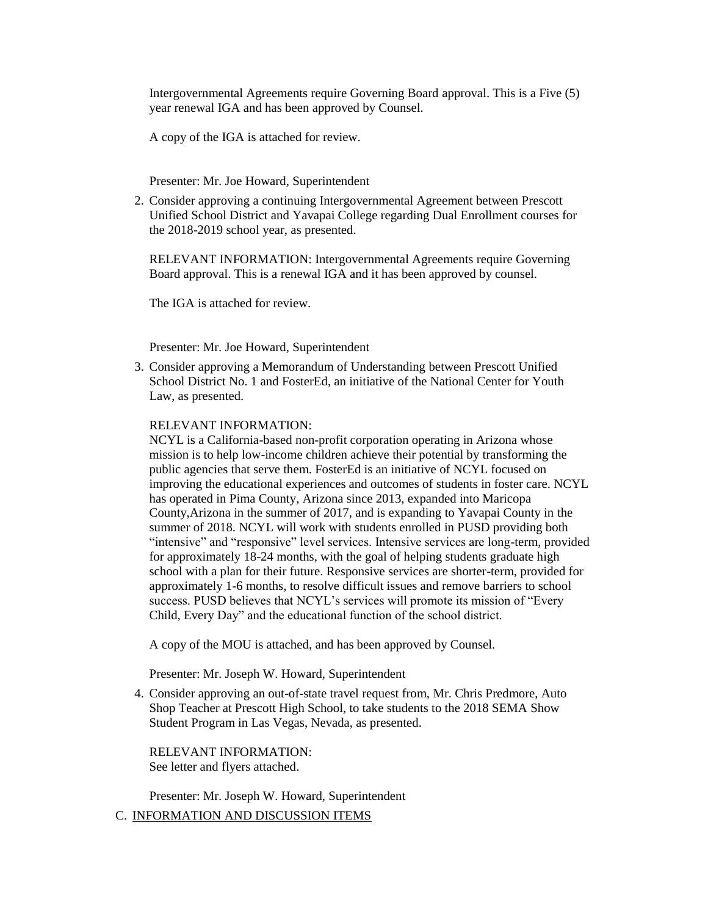Intergovernmental Agreements require Governing Board approval. This is a Five (5) year renewal IGA and has been approved by Counsel.

A copy of the IGA is attached for review.

Presenter: Mr. Joe Howard, Superintendent

2. Consider approving a continuing Intergovernmental Agreement between Prescott Unified School District and Yavapai College regarding Dual Enrollment courses for the 2018-2019 school year, as presented.

   RELEVANT INFORMATION: Intergovernmental Agreements require Governing Board approval. This is a renewal IGA and it has been approved by counsel.

   The IGA is attached for review.

   Presenter: Mr. Joe Howard, Superintendent

3. Consider approving a Memorandum of Understanding between Prescott Unified School District No. 1 and FosterEd, an initiative of the National Center for Youth Law, as presented.

   RELEVANT INFORMATION:
   NCYL is a California-based non-profit corporation operating in Arizona whose mission is to help low-income children achieve their potential by transforming the public agencies that serve them. FosterEd is an initiative of NCYL focused on improving the educational experiences and outcomes of students in foster care. NCYL has operated in Pima County, Arizona since 2013, expanded into Maricopa County,Arizona in the summer of 2017, and is expanding to Yavapai County in the summer of 2018. NCYL will work with students enrolled in PUSD providing both "intensive" and "responsive" level services. Intensive services are long-term, provided for approximately 18-24 months, with the goal of helping students graduate high school with a plan for their future. Responsive services are shorter-term, provided for approximately 1-6 months, to resolve difficult issues and remove barriers to school success. PUSD believes that NCYL's services will promote its mission of "Every Child, Every Day" and the educational function of the school district.

   A copy of the MOU is attached, and has been approved by Counsel.

   Presenter: Mr. Joseph W. Howard, Superintendent

4. Consider approving an out-of-state travel request from, Mr. Chris Predmore, Auto Shop Teacher at Prescott High School, to take students to the 2018 SEMA Show Student Program in Las Vegas, Nevada, as presented.

   RELEVANT INFORMATION:
   See letter and flyers attached.

   Presenter: Mr. Joseph W. Howard, Superintendent

C. INFORMATION AND DISCUSSION ITEMS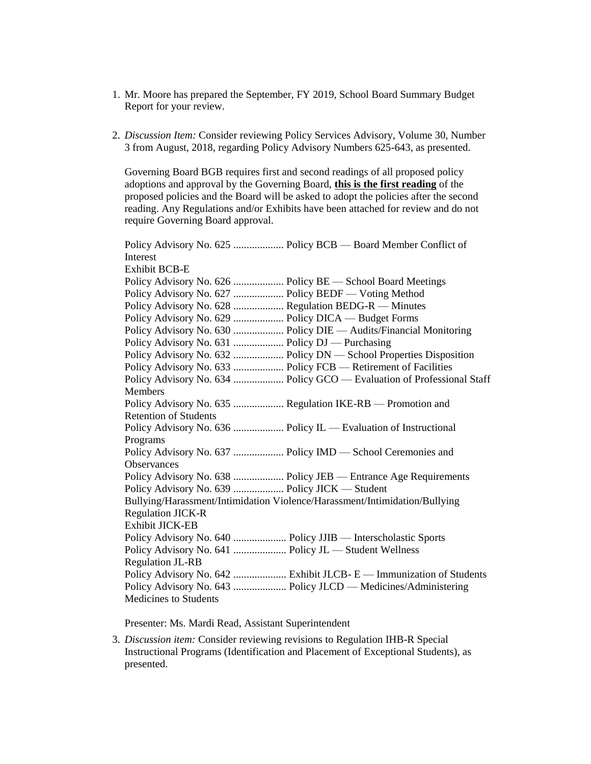1. Mr. Moore has prepared the September, FY 2019, School Board Summary Budget Report for your review.

2. *Discussion Item:* Consider reviewing Policy Services Advisory, Volume 30, Number 3 from August, 2018, regarding Policy Advisory Numbers 625-643, as presented.

   Governing Board BGB requires first and second readings of all proposed policy adoptions and approval by the Governing Board, **this is the first reading** of the proposed policies and the Board will be asked to adopt the policies after the second reading. Any Regulations and/or Exhibits have been attached for review and do not require Governing Board approval.

   Policy Advisory No. 625 ................... Policy BCB — Board Member Conflict of Interest
   Exhibit BCB-E
   Policy Advisory No. 626 ................... Policy BE — School Board Meetings
   Policy Advisory No. 627 ................... Policy BEDF — Voting Method
   Policy Advisory No. 628 ................... Regulation BEDG-R — Minutes
   Policy Advisory No. 629 ................... Policy DICA — Budget Forms
   Policy Advisory No. 630 ................... Policy DIE — Audits/Financial Monitoring
   Policy Advisory No. 631 ................... Policy DJ — Purchasing
   Policy Advisory No. 632 ................... Policy DN — School Properties Disposition
   Policy Advisory No. 633 ................... Policy FCB — Retirement of Facilities
   Policy Advisory No. 634 ................... Policy GCO — Evaluation of Professional Staff Members
   Policy Advisory No. 635 ................... Regulation IKE-RB — Promotion and Retention of Students
   Policy Advisory No. 636 ................... Policy IL — Evaluation of Instructional Programs
   Policy Advisory No. 637 ................... Policy IMD — School Ceremonies and Observances
   Policy Advisory No. 638 ................... Policy JEB — Entrance Age Requirements
   Policy Advisory No. 639 ................... Policy JICK — Student Bullying/Harassment/Intimidation Violence/Harassment/Intimidation/Bullying
   Regulation JICK-R
   Exhibit JICK-EB
   Policy Advisory No. 640 .................... Policy JJIB — Interscholastic Sports
   Policy Advisory No. 641 .................... Policy JL — Student Wellness
   Regulation JL-RB
   Policy Advisory No. 642 .................... Exhibit JLCB- E — Immunization of Students
   Policy Advisory No. 643 .................... Policy JLCD — Medicines/Administering Medicines to Students

   Presenter: Ms. Mardi Read, Assistant Superintendent

3. *Discussion item:* Consider reviewing revisions to Regulation IHB-R Special Instructional Programs (Identification and Placement of Exceptional Students), as presented.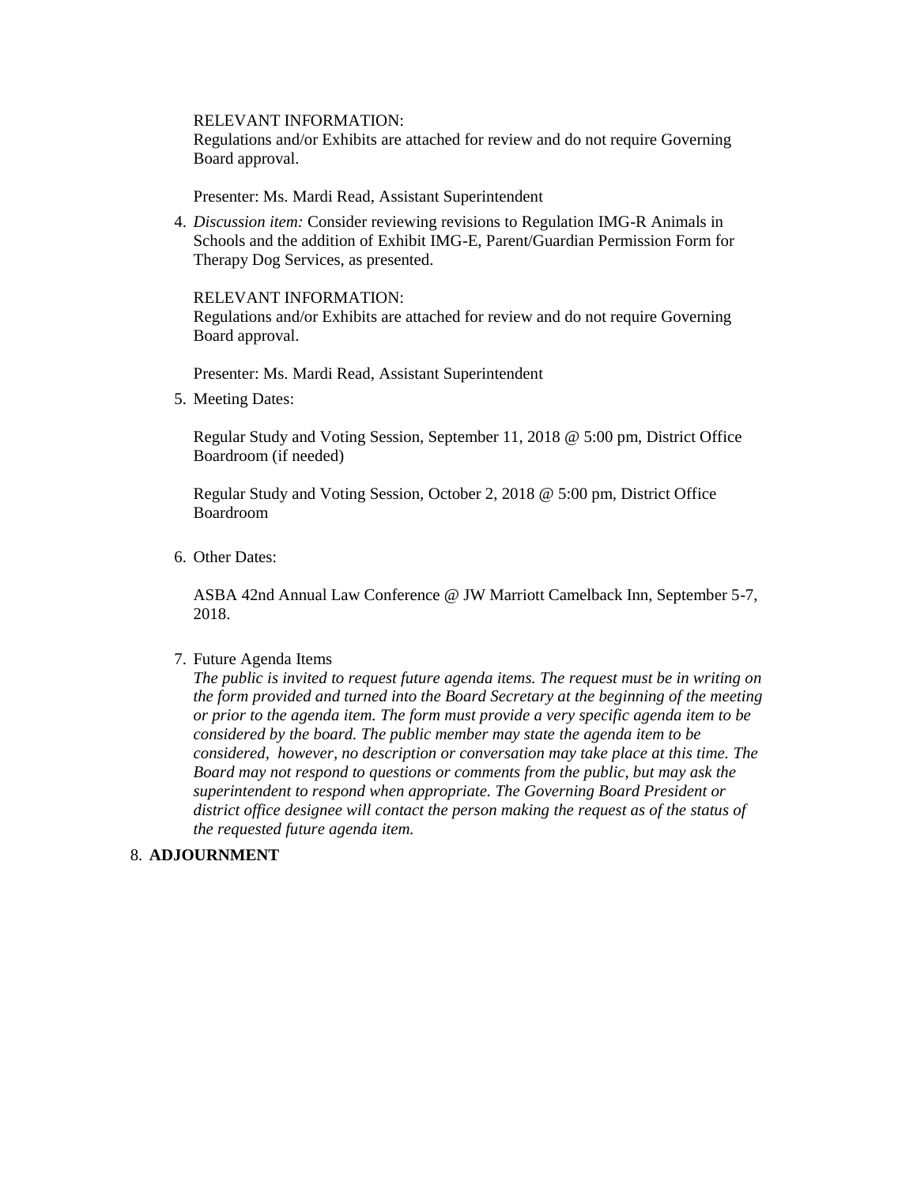RELEVANT INFORMATION:
Regulations and/or Exhibits are attached for review and do not require Governing Board approval.

Presenter: Ms. Mardi Read, Assistant Superintendent

4. *Discussion item:* Consider reviewing revisions to Regulation IMG-R Animals in Schools and the addition of Exhibit IMG-E, Parent/Guardian Permission Form for Therapy Dog Services, as presented.

   RELEVANT INFORMATION:
   Regulations and/or Exhibits are attached for review and do not require Governing Board approval.

   Presenter: Ms. Mardi Read, Assistant Superintendent

5. Meeting Dates:

   Regular Study and Voting Session, September 11, 2018 @ 5:00 pm, District Office Boardroom (if needed)

   Regular Study and Voting Session, October 2, 2018 @ 5:00 pm, District Office Boardroom

6. Other Dates:

   ASBA 42nd Annual Law Conference @ JW Marriott Camelback Inn, September 5-7, 2018.

7. Future Agenda Items
   *The public is invited to request future agenda items. The request must be in writing on the form provided and turned into the Board Secretary at the beginning of the meeting or prior to the agenda item. The form must provide a very specific agenda item to be considered by the board. The public member may state the agenda item to be considered, however, no description or conversation may take place at this time. The Board may not respond to questions or comments from the public, but may ask the superintendent to respond when appropriate. The Governing Board President or district office designee will contact the person making the request as of the status of the requested future agenda item.*

8. **ADJOURNMENT**